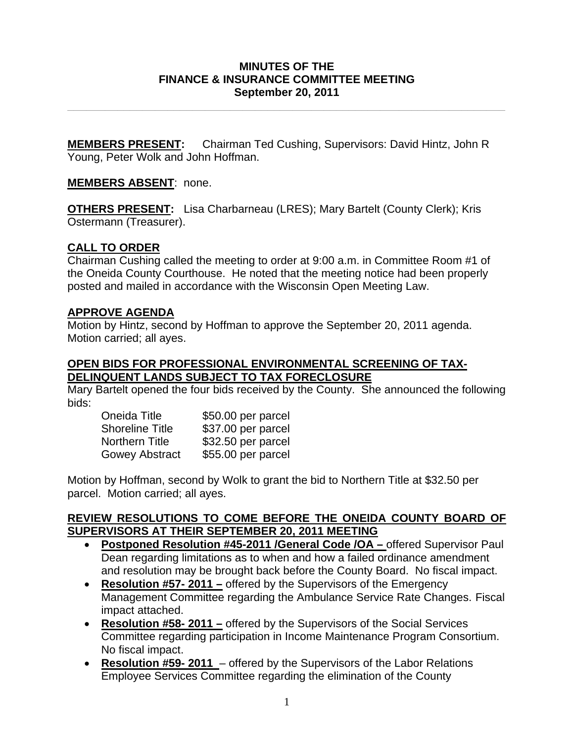**MINUTES OF THE**
**FINANCE & INSURANCE COMMITTEE MEETING**
**September 20, 2011**

---

**MEMBERS PRESENT:** Chairman Ted Cushing, Supervisors: David Hintz, John R Young, Peter Wolk and John Hoffman.

**MEMBERS ABSENT**: none.

**OTHERS PRESENT:** Lisa Charbarneau (LRES); Mary Bartelt (County Clerk); Kris Ostermann (Treasurer).

## CALL TO ORDER

Chairman Cushing called the meeting to order at 9:00 a.m. in Committee Room #1 of the Oneida County Courthouse. He noted that the meeting notice had been properly posted and mailed in accordance with the Wisconsin Open Meeting Law.

## APPROVE AGENDA

Motion by Hintz, second by Hoffman to approve the September 20, 2011 agenda. Motion carried; all ayes.

## OPEN BIDS FOR PROFESSIONAL ENVIRONMENTAL SCREENING OF TAX-DELINQUENT LANDS SUBJECT TO TAX FORECLOSURE

Mary Bartelt opened the four bids received by the County. She announced the following bids:

| | |
|---|---|
| Oneida Title | $50.00 per parcel |
| Shoreline Title | $37.00 per parcel |
| Northern Title | $32.50 per parcel |
| Gowey Abstract | $55.00 per parcel |

Motion by Hoffman, second by Wolk to grant the bid to Northern Title at $32.50 per parcel. Motion carried; all ayes.

## REVIEW RESOLUTIONS TO COME BEFORE THE ONEIDA COUNTY BOARD OF SUPERVISORS AT THEIR SEPTEMBER 20, 2011 MEETING

- **Postponed Resolution #45-2011 /General Code /OA –** offered Supervisor Paul Dean regarding limitations as to when and how a failed ordinance amendment and resolution may be brought back before the County Board. No fiscal impact.
- **Resolution #57- 2011 –** offered by the Supervisors of the Emergency Management Committee regarding the Ambulance Service Rate Changes. Fiscal impact attached.
- **Resolution #58- 2011 –** offered by the Supervisors of the Social Services Committee regarding participation in Income Maintenance Program Consortium. No fiscal impact.
- **Resolution #59- 2011** – offered by the Supervisors of the Labor Relations Employee Services Committee regarding the elimination of the County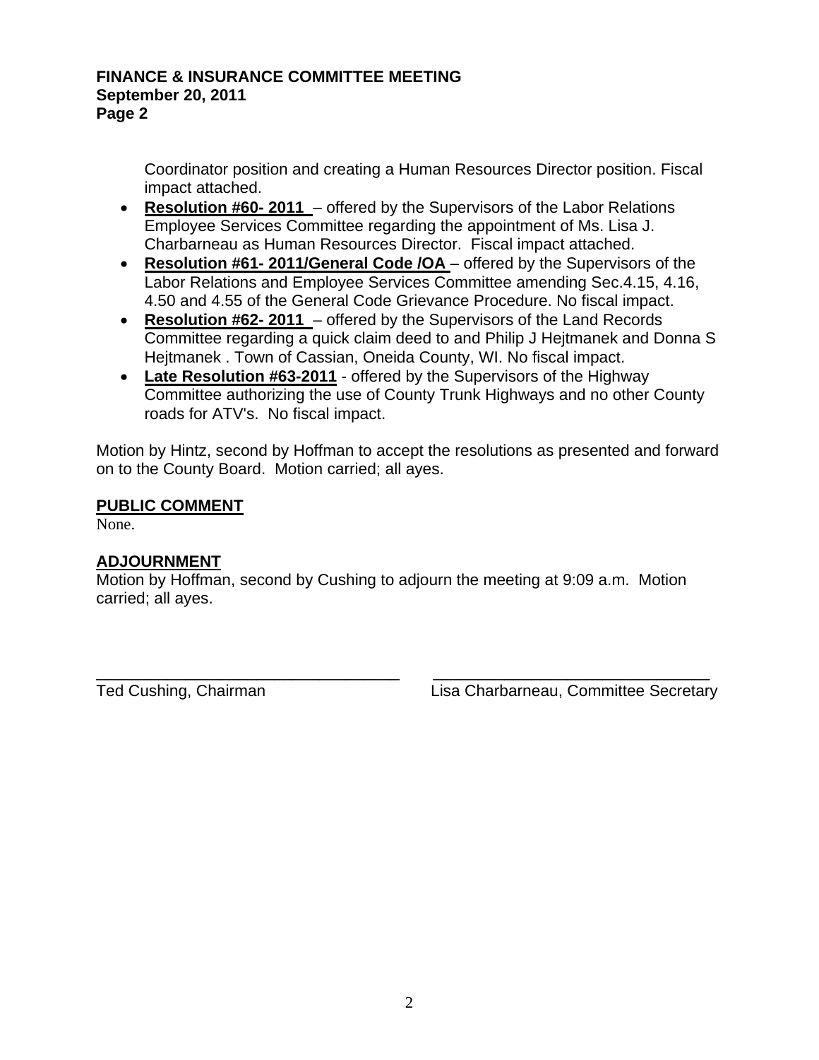Coordinator position and creating a Human Resources Director position. Fiscal impact attached.

- **Resolution #60- 2011** – offered by the Supervisors of the Labor Relations Employee Services Committee regarding the appointment of Ms. Lisa J. Charbarneau as Human Resources Director. Fiscal impact attached.
- **Resolution #61- 2011/General Code /OA** – offered by the Supervisors of the Labor Relations and Employee Services Committee amending Sec.4.15, 4.16, 4.50 and 4.55 of the General Code Grievance Procedure. No fiscal impact.
- **Resolution #62- 2011** – offered by the Supervisors of the Land Records Committee regarding a quick claim deed to and Philip J Hejtmanek and Donna S Hejtmanek . Town of Cassian, Oneida County, WI. No fiscal impact.
- **Late Resolution #63-2011** - offered by the Supervisors of the Highway Committee authorizing the use of County Trunk Highways and no other County roads for ATV's. No fiscal impact.

Motion by Hintz, second by Hoffman to accept the resolutions as presented and forward on to the County Board. Motion carried; all ayes.

**PUBLIC COMMENT**

None.

**ADJOURNMENT**

Motion by Hoffman, second by Cushing to adjourn the meeting at 9:09 a.m. Motion carried; all ayes.

\_\_\_\_\_\_\_\_\_\_\_\_\_\_\_\_\_\_\_\_\_\_\_\_\_\_\_\_\_\_\_\_\_\_\_ \_\_\_\_\_\_\_\_\_\_\_\_\_\_\_\_\_\_\_\_\_\_\_\_\_\_\_\_\_\_\_\_\_

Ted Cushing, Chairman Lisa Charbarneau, Committee Secretary